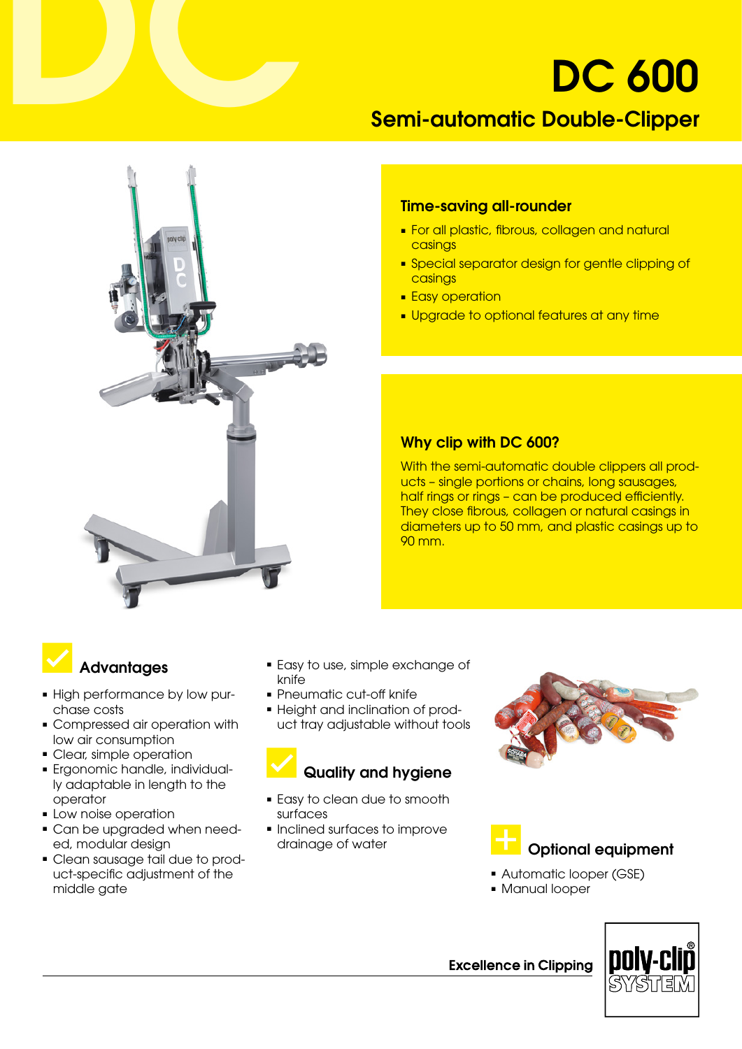# DC 600

## Semi-automatic Double-Clipper

### Time-saving all-rounder

- For all plastic, fibrous, collagen and natural casings
- Special separator design for gentle clipping of casings
- Easy operation
- Upgrade to optional features at any time

### Why clip with DC 600?

With the semi-automatic double clippers all products – single portions or chains, long sausages, half rings or rings – can be produced efficiently. They close fibrous, collagen or natural casings in diameters up to 50 mm, and plastic casings up to 90 mm.

### Advantages

- High performance by low purchase costs
- Compressed air operation with low air consumption
- Clear, simple operation
- Ergonomic handle, individually adaptable in length to the operator
- Low noise operation
- Can be upgraded when needed, modular design
- Clean sausage tail due to product-specific adjustment of the middle gate
- Easy to use, simple exchange of knife
- Pneumatic cut-off knife
- Height and inclination of product tray adjustable without tools

### Quality and hygiene

- Easy to clean due to smooth surfaces
- Inclined surfaces to improve drainage of water

### Optional equipment

- Automatic looper (GSE)
- Manual looper

**Excellence in Clipping**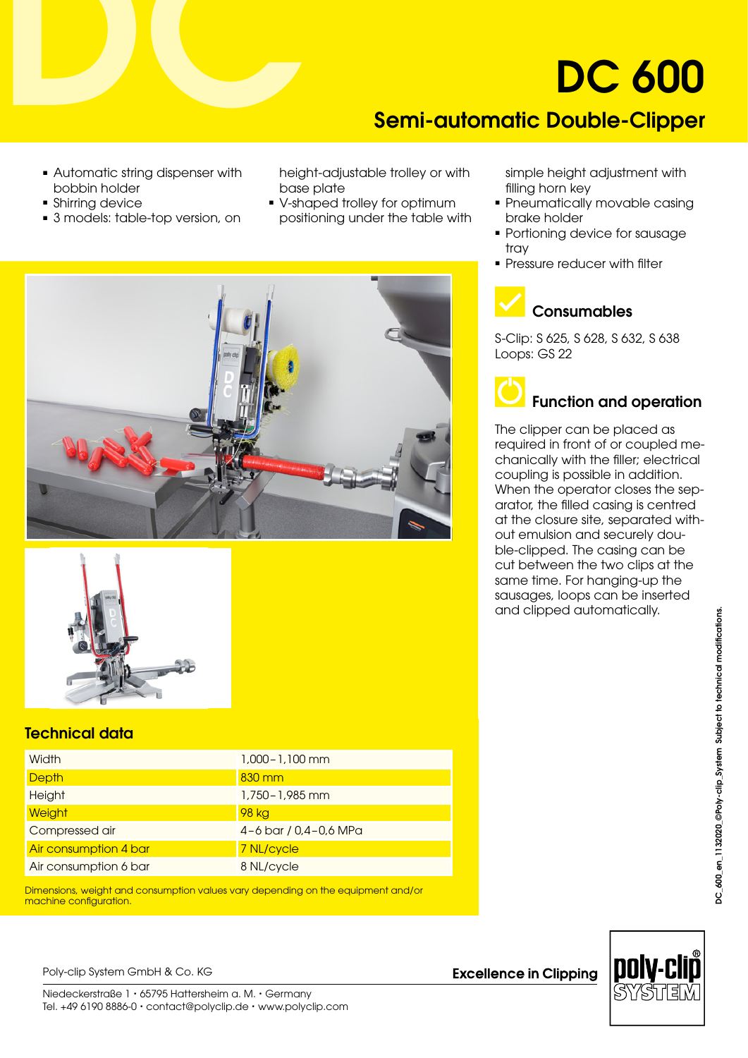# DC 600

## Semi-automatic Double-Clipper

- Automatic string dispenser with bobbin holder
- Shirring device
- 3 models: table-top version, on height-adjustable trolley or with base plate
- V-shaped trolley for optimum positioning under the table with simple height adjustment with filling horn key
- Pneumatically movable casing brake holder
- Portioning device for sausage tray
- Pressure reducer with filter

### Consumables

S-Clip: S 625, S 628, S 632, S 638
Loops: GS 22

### Function and operation

The clipper can be placed as required in front of or coupled mechanically with the filler; electrical coupling is possible in addition. When the operator closes the separator, the filled casing is centred at the closure site, separated without emulsion and securely double-clipped. The casing can be cut between the two clips at the same time. For hanging-up the sausages, loops can be inserted and clipped automatically.

### Technical data

| | |
|---|---|
| Width | 1,000 – 1,100 mm |
| Depth | 830 mm |
| Height | 1,750 – 1,985 mm |
| Weight | 98 kg |
| Compressed air | 4 – 6 bar / 0,4 – 0,6 MPa |
| Air consumption 4 bar | 7 NL/cycle |
| Air consumption 6 bar | 8 NL/cycle |

Dimensions, weight and consumption values vary depending on the equipment and/or machine configuration.

DC_600_en_1132020_©Poly-clip_System Subject to technical modifications.

Poly-clip System GmbH & Co. KG

Niedeckerstraße 1 • 65795 Hattersheim a. M. • Germany
Tel. +49 6190 8886-0 • contact@polyclip.de • www.polyclip.com

**Excellence in Clipping**

poly-clip SYSTEM